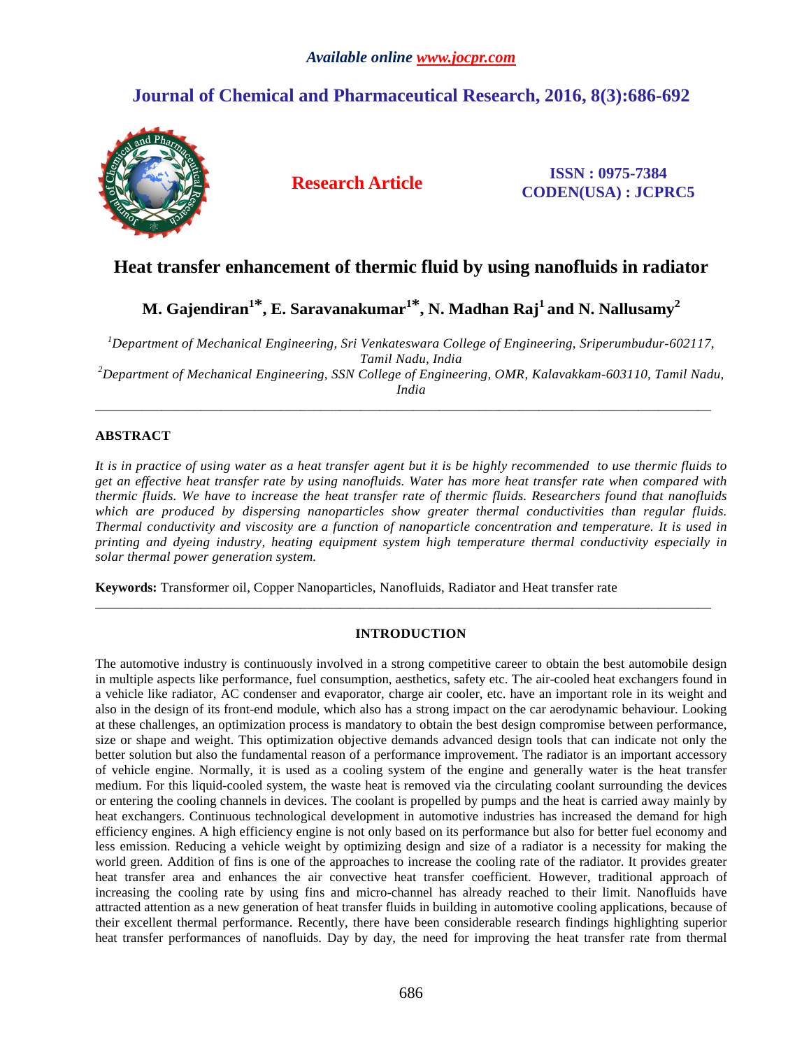*Available online www.jocpr.com*

# Journal of Chemical and Pharmaceutical Research, 2016, 8(3):686-692

**Research Article**

**ISSN : 0975-7384**
**CODEN(USA) : JCPRC5**

## Heat transfer enhancement of thermic fluid by using nanofluids in radiator

**M. Gajendiran[1*], E. Saravanakumar[1*], N. Madhan Raj[1] and N. Nallusamy[2]**

[1]*Department of Mechanical Engineering, Sri Venkateswara College of Engineering, Sriperumbudur-602117, Tamil Nadu, India*
[2]*Department of Mechanical Engineering, SSN College of Engineering, OMR, Kalavakkam-603110, Tamil Nadu, India*

---

### ABSTRACT

*It is in practice of using water as a heat transfer agent but it is be highly recommended to use thermic fluids to get an effective heat transfer rate by using nanofluids. Water has more heat transfer rate when compared with thermic fluids. We have to increase the heat transfer rate of thermic fluids. Researchers found that nanofluids which are produced by dispersing nanoparticles show greater thermal conductivities than regular fluids. Thermal conductivity and viscosity are a function of nanoparticle concentration and temperature. It is used in printing and dyeing industry, heating equipment system high temperature thermal conductivity especially in solar thermal power generation system.*

**Keywords:** Transformer oil, Copper Nanoparticles, Nanofluids, Radiator and Heat transfer rate

---

### INTRODUCTION

The automotive industry is continuously involved in a strong competitive career to obtain the best automobile design in multiple aspects like performance, fuel consumption, aesthetics, safety etc. The air-cooled heat exchangers found in a vehicle like radiator, AC condenser and evaporator, charge air cooler, etc. have an important role in its weight and also in the design of its front-end module, which also has a strong impact on the car aerodynamic behaviour. Looking at these challenges, an optimization process is mandatory to obtain the best design compromise between performance, size or shape and weight. This optimization objective demands advanced design tools that can indicate not only the better solution but also the fundamental reason of a performance improvement. The radiator is an important accessory of vehicle engine. Normally, it is used as a cooling system of the engine and generally water is the heat transfer medium. For this liquid-cooled system, the waste heat is removed via the circulating coolant surrounding the devices or entering the cooling channels in devices. The coolant is propelled by pumps and the heat is carried away mainly by heat exchangers. Continuous technological development in automotive industries has increased the demand for high efficiency engines. A high efficiency engine is not only based on its performance but also for better fuel economy and less emission. Reducing a vehicle weight by optimizing design and size of a radiator is a necessity for making the world green. Addition of fins is one of the approaches to increase the cooling rate of the radiator. It provides greater heat transfer area and enhances the air convective heat transfer coefficient. However, traditional approach of increasing the cooling rate by using fins and micro-channel has already reached to their limit. Nanofluids have attracted attention as a new generation of heat transfer fluids in building in automotive cooling applications, because of their excellent thermal performance. Recently, there have been considerable research findings highlighting superior heat transfer performances of nanofluids. Day by day, the need for improving the heat transfer rate from thermal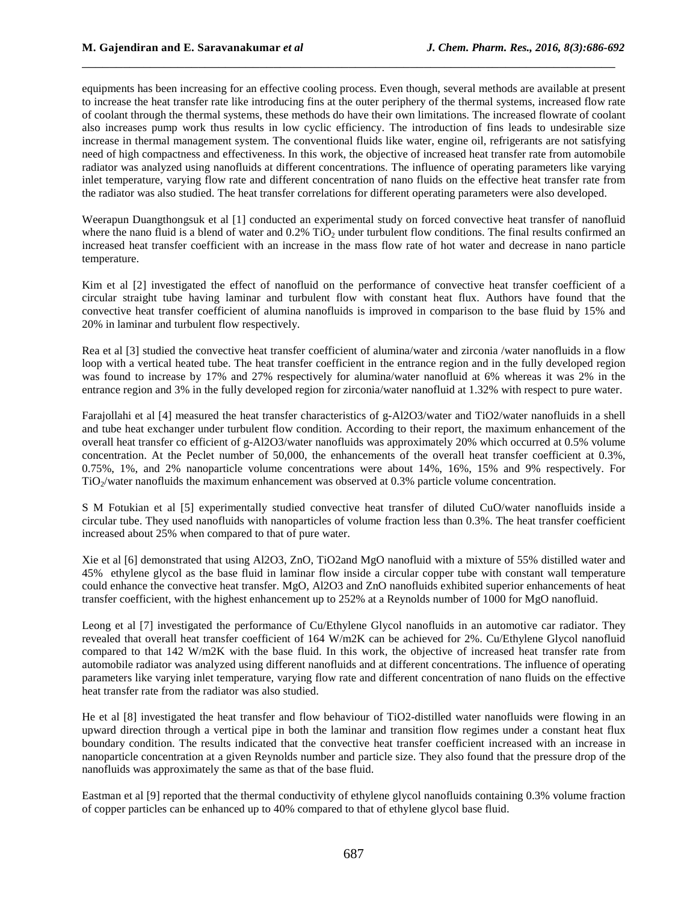equipments has been increasing for an effective cooling process. Even though, several methods are available at present to increase the heat transfer rate like introducing fins at the outer periphery of the thermal systems, increased flow rate of coolant through the thermal systems, these methods do have their own limitations. The increased flowrate of coolant also increases pump work thus results in low cyclic efficiency. The introduction of fins leads to undesirable size increase in thermal management system. The conventional fluids like water, engine oil, refrigerants are not satisfying need of high compactness and effectiveness. In this work, the objective of increased heat transfer rate from automobile radiator was analyzed using nanofluids at different concentrations. The influence of operating parameters like varying inlet temperature, varying flow rate and different concentration of nano fluids on the effective heat transfer rate from the radiator was also studied. The heat transfer correlations for different operating parameters were also developed.

Weerapun Duangthongsuk et al [1] conducted an experimental study on forced convective heat transfer of nanofluid where the nano fluid is a blend of water and 0.2% $TiO_2$ under turbulent flow conditions. The final results confirmed an increased heat transfer coefficient with an increase in the mass flow rate of hot water and decrease in nano particle temperature.

Kim et al [2] investigated the effect of nanofluid on the performance of convective heat transfer coefficient of a circular straight tube having laminar and turbulent flow with constant heat flux. Authors have found that the convective heat transfer coefficient of alumina nanofluids is improved in comparison to the base fluid by 15% and 20% in laminar and turbulent flow respectively.

Rea et al [3] studied the convective heat transfer coefficient of alumina/water and zirconia /water nanofluids in a flow loop with a vertical heated tube. The heat transfer coefficient in the entrance region and in the fully developed region was found to increase by 17% and 27% respectively for alumina/water nanofluid at 6% whereas it was 2% in the entrance region and 3% in the fully developed region for zirconia/water nanofluid at 1.32% with respect to pure water.

Farajollahi et al [4] measured the heat transfer characteristics of g-Al2O3/water and TiO2/water nanofluids in a shell and tube heat exchanger under turbulent flow condition. According to their report, the maximum enhancement of the overall heat transfer co efficient of g-Al2O3/water nanofluids was approximately 20% which occurred at 0.5% volume concentration. At the Peclet number of 50,000, the enhancements of the overall heat transfer coefficient at 0.3%, 0.75%, 1%, and 2% nanoparticle volume concentrations were about 14%, 16%, 15% and 9% respectively. For $TiO_2$/water nanofluids the maximum enhancement was observed at 0.3% particle volume concentration.

S M Fotukian et al [5] experimentally studied convective heat transfer of diluted CuO/water nanofluids inside a circular tube. They used nanofluids with nanoparticles of volume fraction less than 0.3%. The heat transfer coefficient increased about 25% when compared to that of pure water.

Xie et al [6] demonstrated that using Al2O3, ZnO, TiO2and MgO nanofluid with a mixture of 55% distilled water and 45% ethylene glycol as the base fluid in laminar flow inside a circular copper tube with constant wall temperature could enhance the convective heat transfer. MgO, Al2O3 and ZnO nanofluids exhibited superior enhancements of heat transfer coefficient, with the highest enhancement up to 252% at a Reynolds number of 1000 for MgO nanofluid.

Leong et al [7] investigated the performance of Cu/Ethylene Glycol nanofluids in an automotive car radiator. They revealed that overall heat transfer coefficient of 164 W/m2K can be achieved for 2%. Cu/Ethylene Glycol nanofluid compared to that 142 W/m2K with the base fluid. In this work, the objective of increased heat transfer rate from automobile radiator was analyzed using different nanofluids and at different concentrations. The influence of operating parameters like varying inlet temperature, varying flow rate and different concentration of nano fluids on the effective heat transfer rate from the radiator was also studied.

He et al [8] investigated the heat transfer and flow behaviour of TiO2-distilled water nanofluids were flowing in an upward direction through a vertical pipe in both the laminar and transition flow regimes under a constant heat flux boundary condition. The results indicated that the convective heat transfer coefficient increased with an increase in nanoparticle concentration at a given Reynolds number and particle size. They also found that the pressure drop of the nanofluids was approximately the same as that of the base fluid.

Eastman et al [9] reported that the thermal conductivity of ethylene glycol nanofluids containing 0.3% volume fraction of copper particles can be enhanced up to 40% compared to that of ethylene glycol base fluid.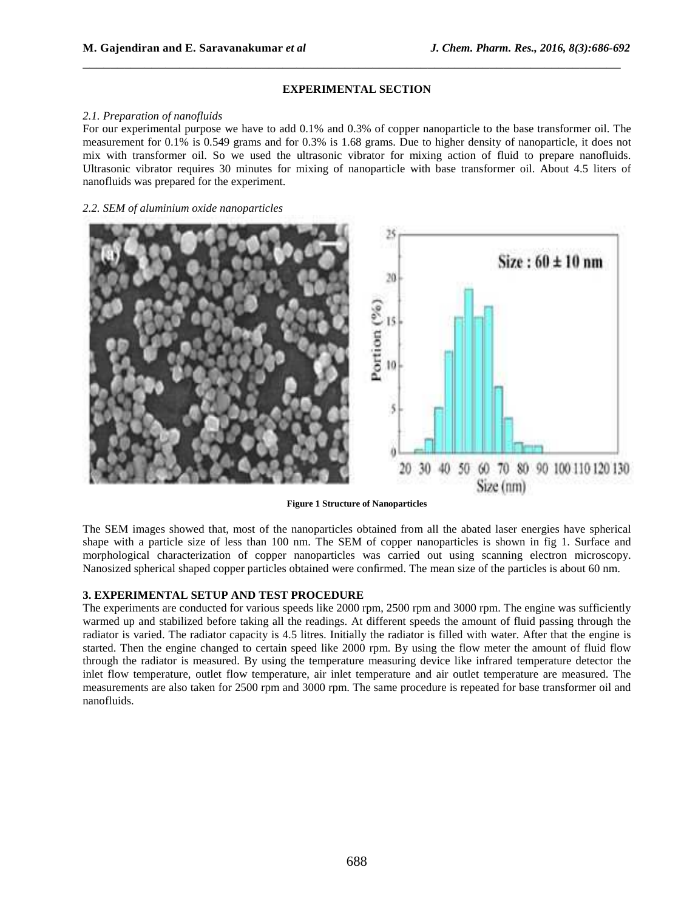## EXPERIMENTAL SECTION

*2.1. Preparation of nanofluids*

For our experimental purpose we have to add 0.1% and 0.3% of copper nanoparticle to the base transformer oil. The measurement for 0.1% is 0.549 grams and for 0.3% is 1.68 grams. Due to higher density of nanoparticle, it does not mix with transformer oil. So we used the ultrasonic vibrator for mixing action of fluid to prepare nanofluids. Ultrasonic vibrator requires 30 minutes for mixing of nanoparticle with base transformer oil. About 4.5 liters of nanofluids was prepared for the experiment.

*2.2. SEM of aluminium oxide nanoparticles*

**Figure 1 Structure of Nanoparticles**

The SEM images showed that, most of the nanoparticles obtained from all the abated laser energies have spherical shape with a particle size of less than 100 nm. The SEM of copper nanoparticles is shown in fig 1. Surface and morphological characterization of copper nanoparticles was carried out using scanning electron microscopy. Nanosized spherical shaped copper particles obtained were confirmed. The mean size of the particles is about 60 nm.

## 3. EXPERIMENTAL SETUP AND TEST PROCEDURE

The experiments are conducted for various speeds like 2000 rpm, 2500 rpm and 3000 rpm. The engine was sufficiently warmed up and stabilized before taking all the readings. At different speeds the amount of fluid passing through the radiator is varied. The radiator capacity is 4.5 litres. Initially the radiator is filled with water. After that the engine is started. Then the engine changed to certain speed like 2000 rpm. By using the flow meter the amount of fluid flow through the radiator is measured. By using the temperature measuring device like infrared temperature detector the inlet flow temperature, outlet flow temperature, air inlet temperature and air outlet temperature are measured. The measurements are also taken for 2500 rpm and 3000 rpm. The same procedure is repeated for base transformer oil and nanofluids.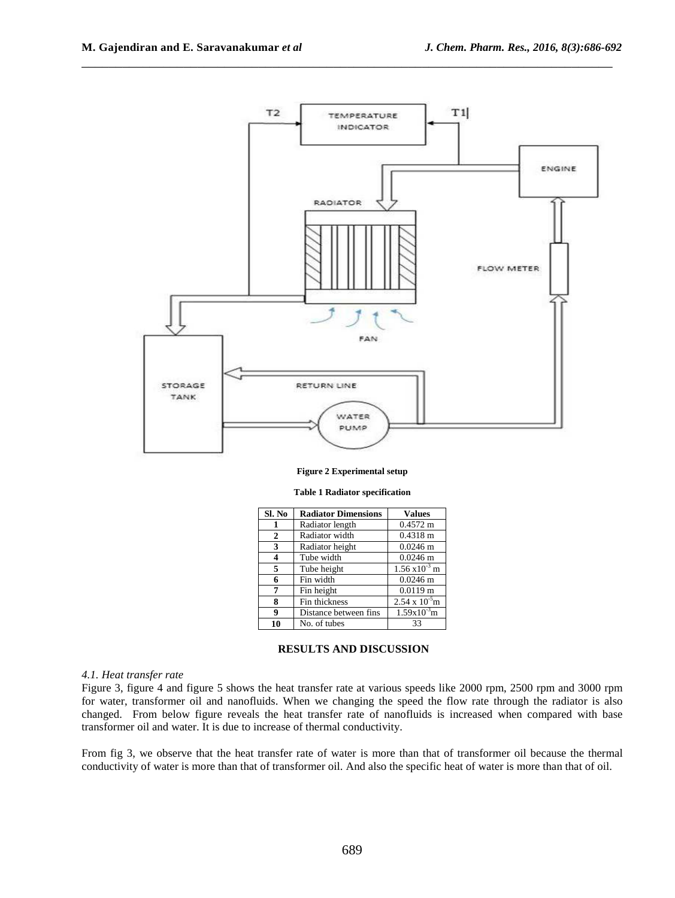Figure 2 Experimental setup

**Table 1 Radiator specification**

| Sl. No | Radiator Dimensions | Values |
|---|---|---|
| **1** | Radiator length | 0.4572 m |
| **2** | Radiator width | 0.4318 m |
| **3** | Radiator height | 0.0246 m |
| **4** | Tube width | 0.0246 m |
| **5** | Tube height | $1.56 \times 10^{-3}$ m |
| **6** | Fin width | 0.0246 m |
| **7** | Fin height | 0.0119 m |
| **8** | Fin thickness | $2.54 \times 10^{-5}$m |
| **9** | Distance between fins | $1.59 \times 10^{-3}$m |
| **10** | No. of tubes | 33 |

## RESULTS AND DISCUSSION

### *4.1. Heat transfer rate*

Figure 3, figure 4 and figure 5 shows the heat transfer rate at various speeds like 2000 rpm, 2500 rpm and 3000 rpm for water, transformer oil and nanofluids. When we changing the speed the flow rate through the radiator is also changed. From below figure reveals the heat transfer rate of nanofluids is increased when compared with base transformer oil and water. It is due to increase of thermal conductivity.

From fig 3, we observe that the heat transfer rate of water is more than that of transformer oil because the thermal conductivity of water is more than that of transformer oil. And also the specific heat of water is more than that of oil.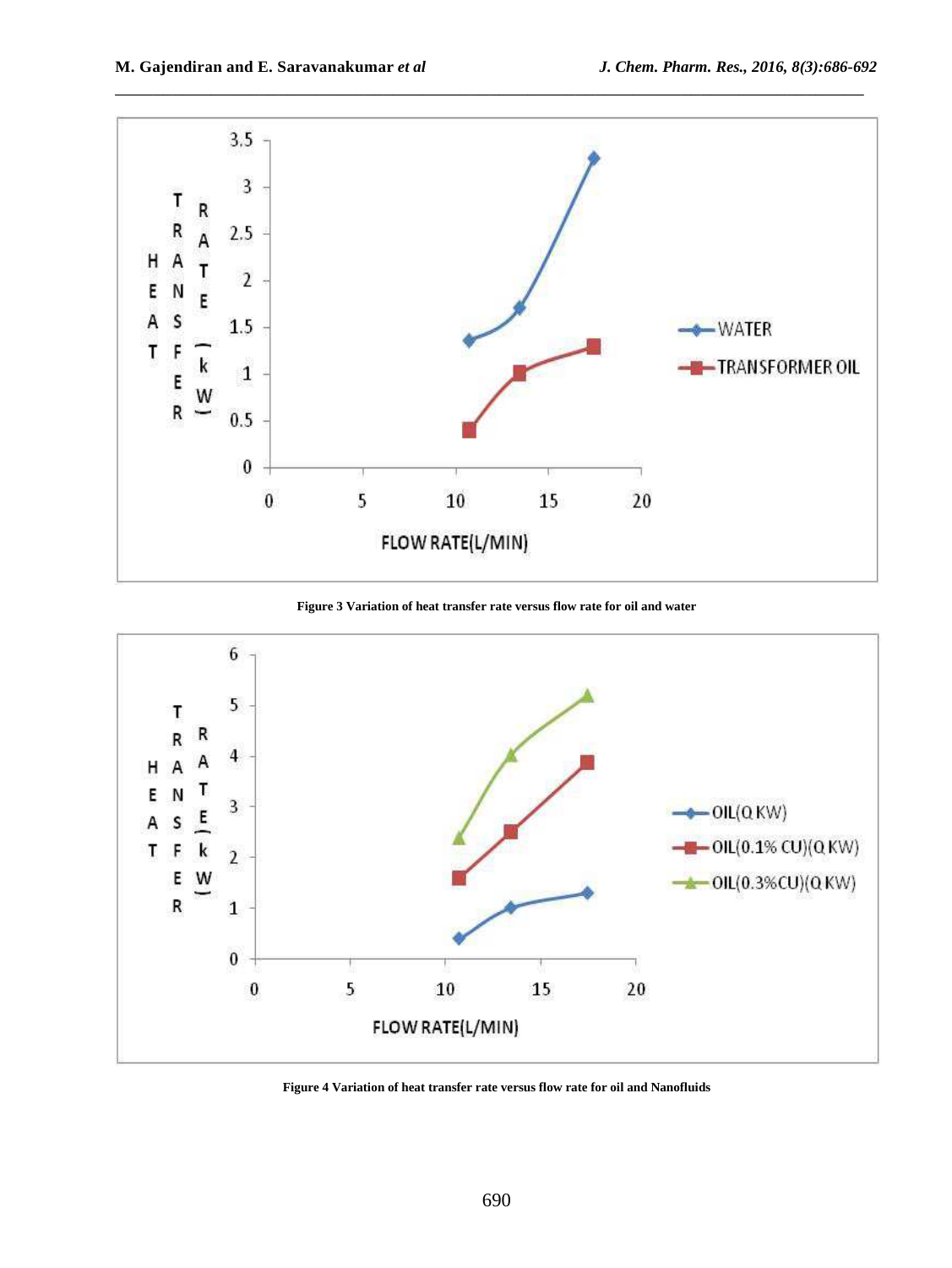Figure 3 Variation of heat transfer rate versus flow rate for oil and water

Figure 4 Variation of heat transfer rate versus flow rate for oil and Nanofluids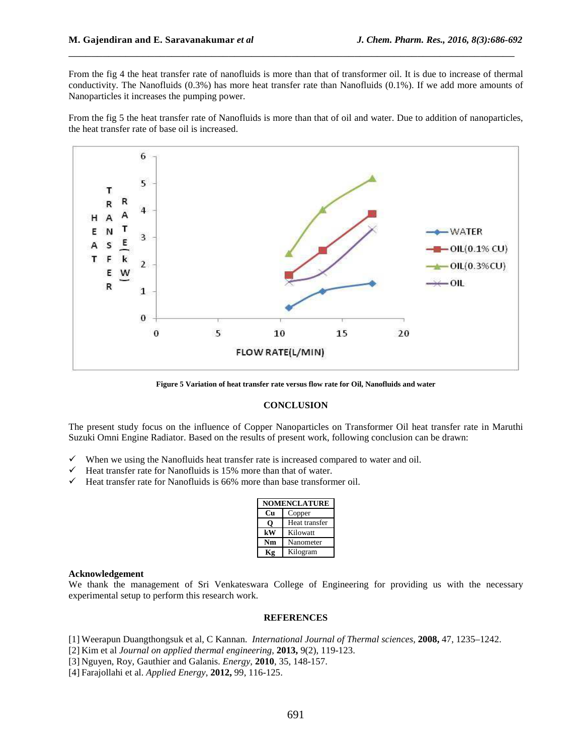From the fig 4 the heat transfer rate of nanofluids is more than that of transformer oil. It is due to increase of thermal conductivity. The Nanofluids (0.3%) has more heat transfer rate than Nanofluids (0.1%). If we add more amounts of Nanoparticles it increases the pumping power.

From the fig 5 the heat transfer rate of Nanofluids is more than that of oil and water. Due to addition of nanoparticles, the heat transfer rate of base oil is increased.

**Figure 5 Variation of heat transfer rate versus flow rate for Oil, Nanofluids and water**

## CONCLUSION

The present study focus on the influence of Copper Nanoparticles on Transformer Oil heat transfer rate in Maruthi Suzuki Omni Engine Radiator. Based on the results of present work, following conclusion can be drawn:

- ✓ When we using the Nanofluids heat transfer rate is increased compared to water and oil.
- ✓ Heat transfer rate for Nanofluids is 15% more than that of water.
- ✓ Heat transfer rate for Nanofluids is 66% more than base transformer oil.

| NOMENCLATURE | |
|---|---|
| **Cu** | Copper |
| **Q** | Heat transfer |
| **kW** | Kilowatt |
| **Nm** | Nanometer |
| **Kg** | Kilogram |

### Acknowledgement

We thank the management of Sri Venkateswara College of Engineering for providing us with the necessary experimental setup to perform this research work.

## REFERENCES

[1] Weerapun Duangthongsuk et al, C Kannan. *International Journal of Thermal sciences*, **2008,** 47, 1235–1242.
[2] Kim et al *Journal on applied thermal engineering*, **2013,** 9(2), 119-123.
[3] Nguyen, Roy, Gauthier and Galanis. *Energy*, **2010**, 35, 148-157.
[4] Farajollahi et al. *Applied Energy*, **2012,** 99, 116-125.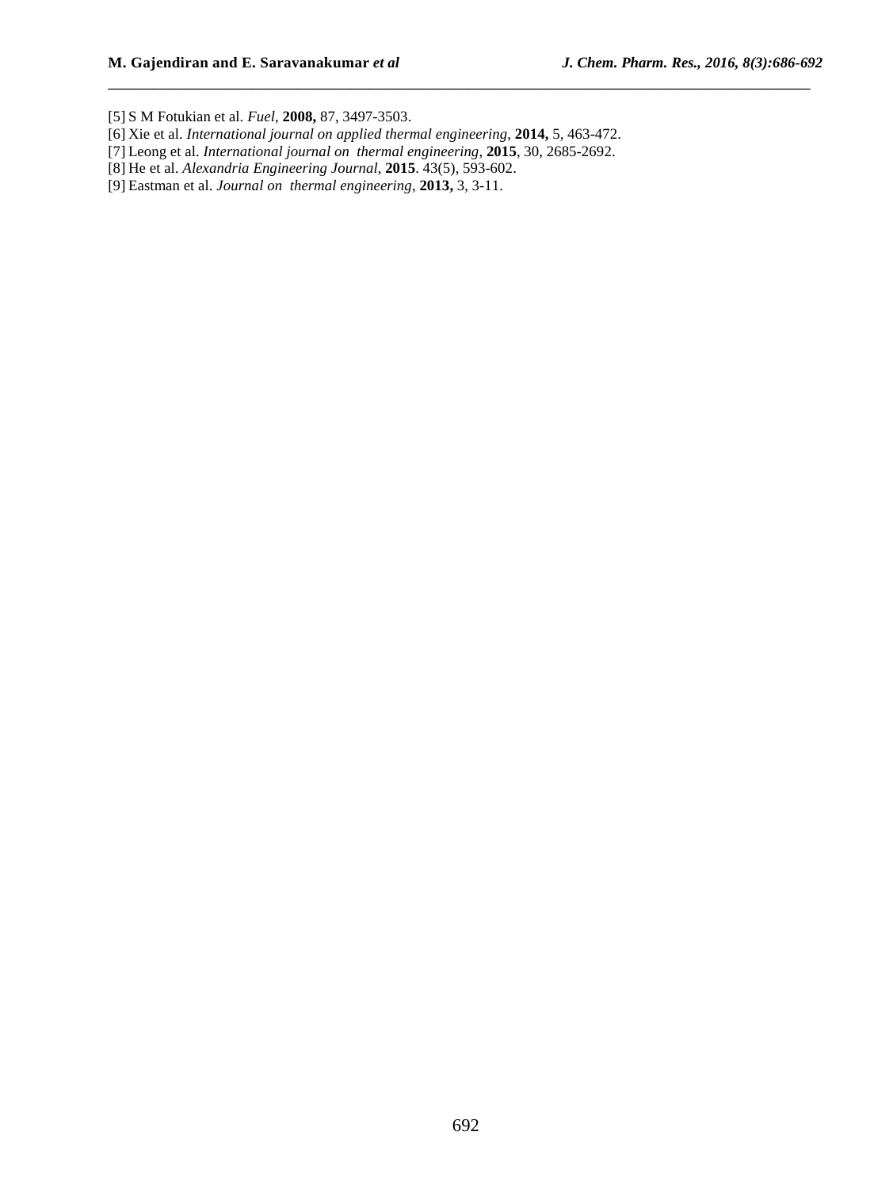[5] S M Fotukian et al. *Fuel*, **2008,** 87, 3497-3503.
[6] Xie et al. *International journal on applied thermal engineering*, **2014,** 5, 463-472.
[7] Leong et al. *International journal on thermal engineering*, **2015**, 30, 2685-2692.
[8] He et al. *Alexandria Engineering Journal*, **2015**. 43(5), 593-602.
[9] Eastman et al. *Journal on thermal engineering*, **2013,** 3, 3-11.